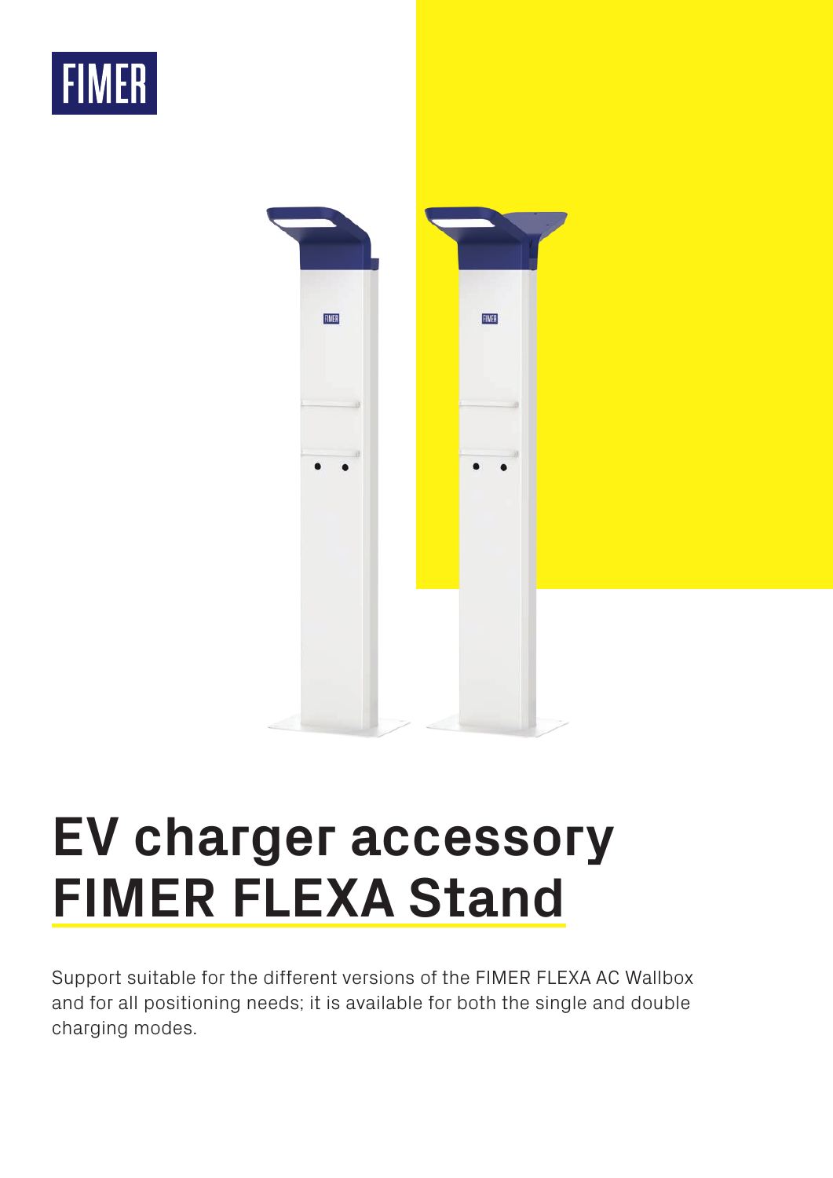FIMER

# EV charger accessory FIMER FLEXA Stand

Support suitable for the different versions of the FIMER FLEXA AC Wallbox and for all positioning needs; it is available for both the single and double charging modes.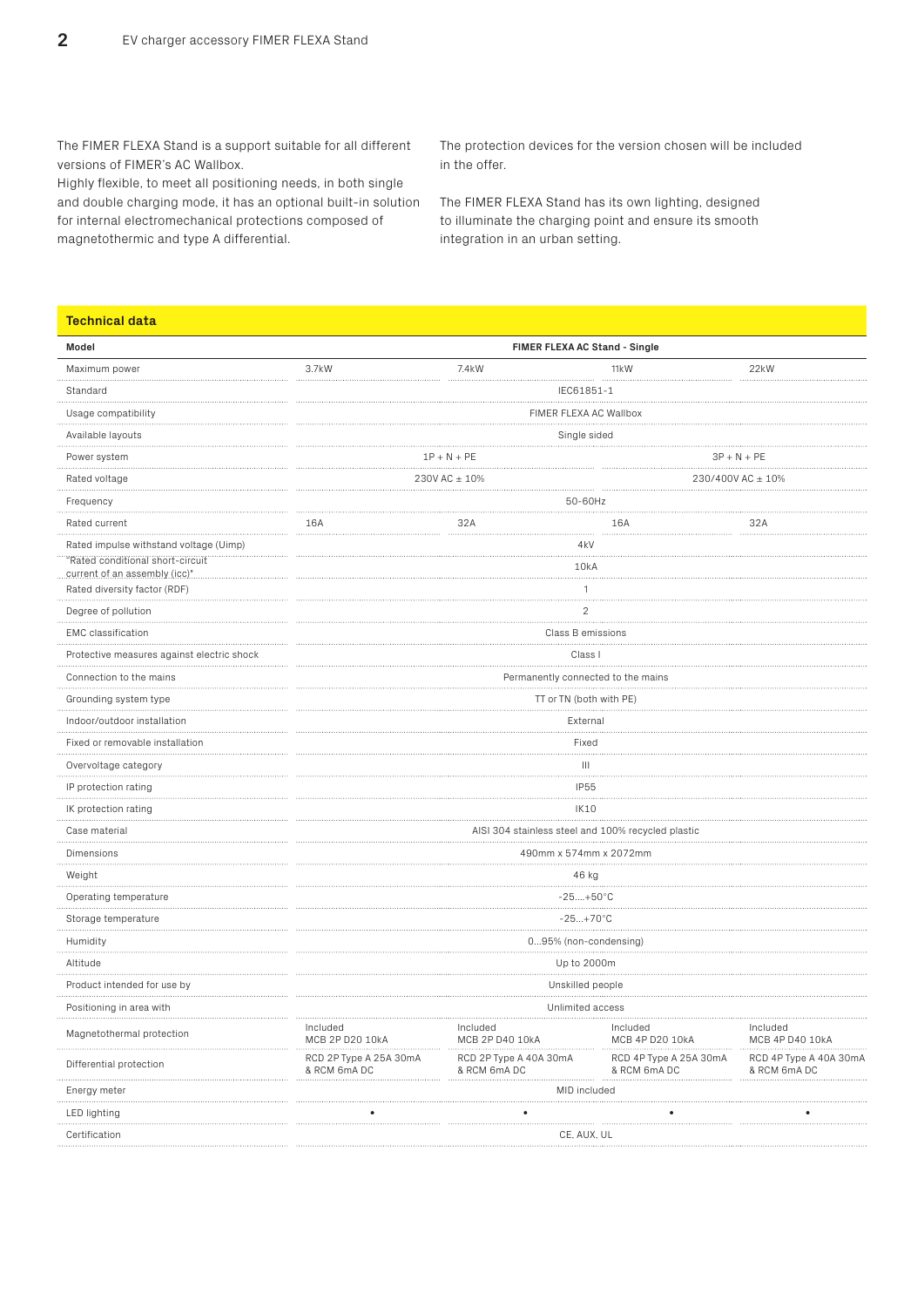The FIMER FLEXA Stand is a support suitable for all different versions of FIMER's AC Wallbox.
Highly flexible, to meet all positioning needs, in both single and double charging mode, it has an optional built-in solution for internal electromechanical protections composed of magnetothermic and type A differential.

The protection devices for the version chosen will be included in the offer.

The FIMER FLEXA Stand has its own lighting, designed to illuminate the charging point and ensure its smooth integration in an urban setting.

## Technical data

| Model | FIMER FLEXA AC Stand - Single | | | |
|---|---|---|---|---|
| Maximum power | 3.7kW | 7.4kW | 11kW | 22kW |
| Standard | IEC61851-1 | | | |
| Usage compatibility | FIMER FLEXA AC Wallbox | | | |
| Available layouts | Single sided | | | |
| Power system | 1P + N + PE | | 3P + N + PE | |
| Rated voltage | 230V AC ± 10% | | 230/400V AC ± 10% | |
| Frequency | 50-60Hz | | | |
| Rated current | 16A | 32A | 16A | 32A |
| Rated impulse withstand voltage (Uimp) | 4kV | | | |
| "Rated conditional short-circuit current of an assembly (icc)" | 10kA | | | |
| Rated diversity factor (RDF) | 1 | | | |
| Degree of pollution | 2 | | | |
| EMC classification | Class B emissions | | | |
| Protective measures against electric shock | Class I | | | |
| Connection to the mains | Permanently connected to the mains | | | |
| Grounding system type | TT or TN (both with PE) | | | |
| Indoor/outdoor installation | External | | | |
| Fixed or removable installation | Fixed | | | |
| Overvoltage category | III | | | |
| IP protection rating | IP55 | | | |
| IK protection rating | IK10 | | | |
| Case material | AISI 304 stainless steel and 100% recycled plastic | | | |
| Dimensions | 490mm x 574mm x 2072mm | | | |
| Weight | 46 kg | | | |
| Operating temperature | -25....+50°C | | | |
| Storage temperature | -25...+70°C | | | |
| Humidity | 0...95% (non-condensing) | | | |
| Altitude | Up to 2000m | | | |
| Product intended for use by | Unskilled people | | | |
| Positioning in area with | Unlimited access | | | |
| Magnetothermal protection | Included MCB 2P D20 10kA | Included MCB 2P D40 10kA | Included MCB 4P D20 10kA | Included MCB 4P D40 10kA |
| Differential protection | RCD 2P Type A 25A 30mA & RCM 6mA DC | RCD 2P Type A 40A 30mA & RCM 6mA DC | RCD 4P Type A 25A 30mA & RCM 6mA DC | RCD 4P Type A 40A 30mA & RCM 6mA DC |
| Energy meter | MID included | | | |
| LED lighting | • | • | • | • |
| Certification | CE, AUX, UL | | | |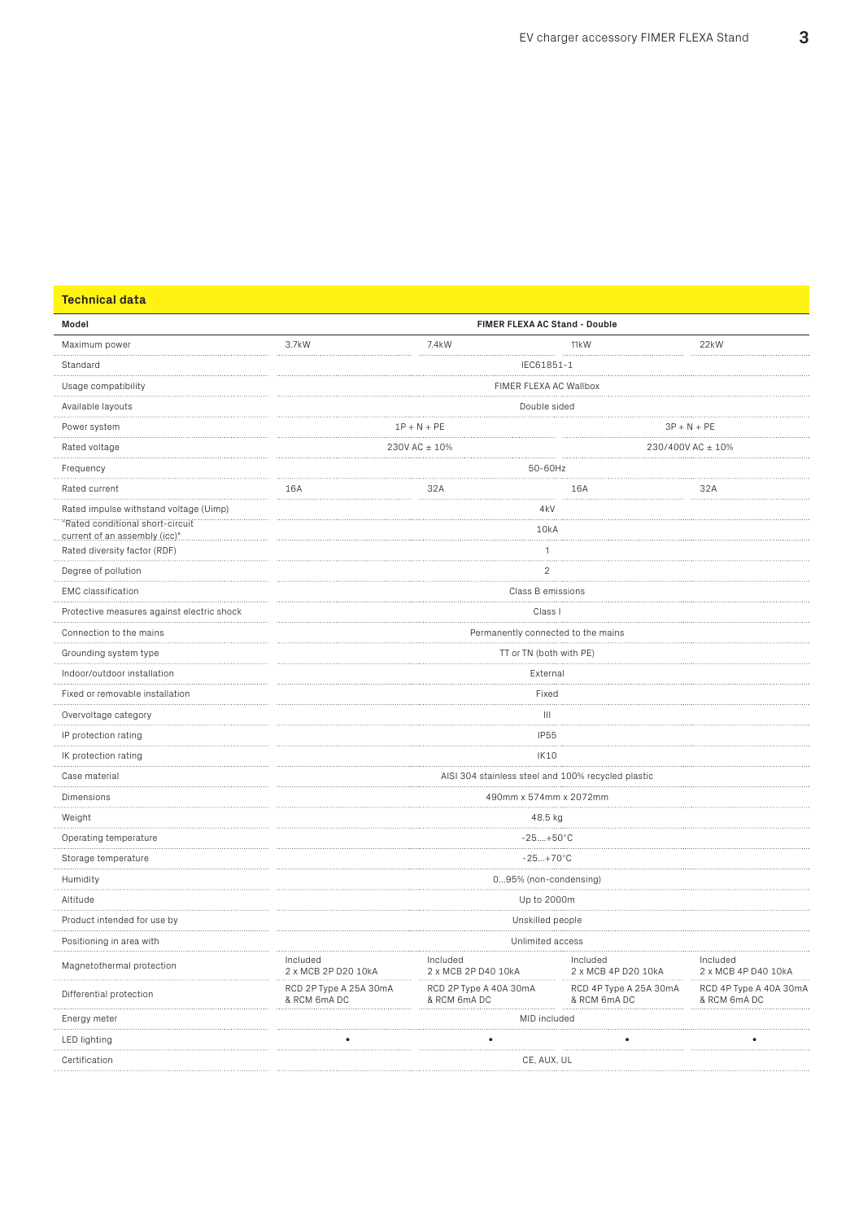## Technical data

| Model | FIMER FLEXA AC Stand - Double | | | |
|---|---|---|---|---|
| Maximum power | 3.7kW | 7.4kW | 11kW | 22kW |
| Standard | IEC61851-1 | | | |
| Usage compatibility | FIMER FLEXA AC Wallbox | | | |
| Available layouts | Double sided | | | |
| Power system | 1P + N + PE | | 3P + N + PE | |
| Rated voltage | 230V AC ± 10% | | 230/400V AC ± 10% | |
| Frequency | 50-60Hz | | | |
| Rated current | 16A | 32A | 16A | 32A |
| Rated impulse withstand voltage (Uimp) | 4kV | | | |
| "Rated conditional short-circuit current of an assembly (icc)" | 10kA | | | |
| Rated diversity factor (RDF) | 1 | | | |
| Degree of pollution | 2 | | | |
| EMC classification | Class B emissions | | | |
| Protective measures against electric shock | Class I | | | |
| Connection to the mains | Permanently connected to the mains | | | |
| Grounding system type | TT or TN (both with PE) | | | |
| Indoor/outdoor installation | External | | | |
| Fixed or removable installation | Fixed | | | |
| Overvoltage category | III | | | |
| IP protection rating | IP55 | | | |
| IK protection rating | IK10 | | | |
| Case material | AISI 304 stainless steel and 100% recycled plastic | | | |
| Dimensions | 490mm x 574mm x 2072mm | | | |
| Weight | 48.5 kg | | | |
| Operating temperature | -25....+50°C | | | |
| Storage temperature | -25...+70°C | | | |
| Humidity | 0...95% (non-condensing) | | | |
| Altitude | Up to 2000m | | | |
| Product intended for use by | Unskilled people | | | |
| Positioning in area with | Unlimited access | | | |
| Magnetothermal protection | Included 2 x MCB 2P D20 10kA | Included 2 x MCB 2P D40 10kA | Included 2 x MCB 4P D20 10kA | Included 2 x MCB 4P D40 10kA |
| Differential protection | RCD 2P Type A 25A 30mA & RCM 6mA DC | RCD 2P Type A 40A 30mA & RCM 6mA DC | RCD 4P Type A 25A 30mA & RCM 6mA DC | RCD 4P Type A 40A 30mA & RCM 6mA DC |
| Energy meter | MID included | | | |
| LED lighting | • | • | • | • |
| Certification | CE, AUX, UL | | | |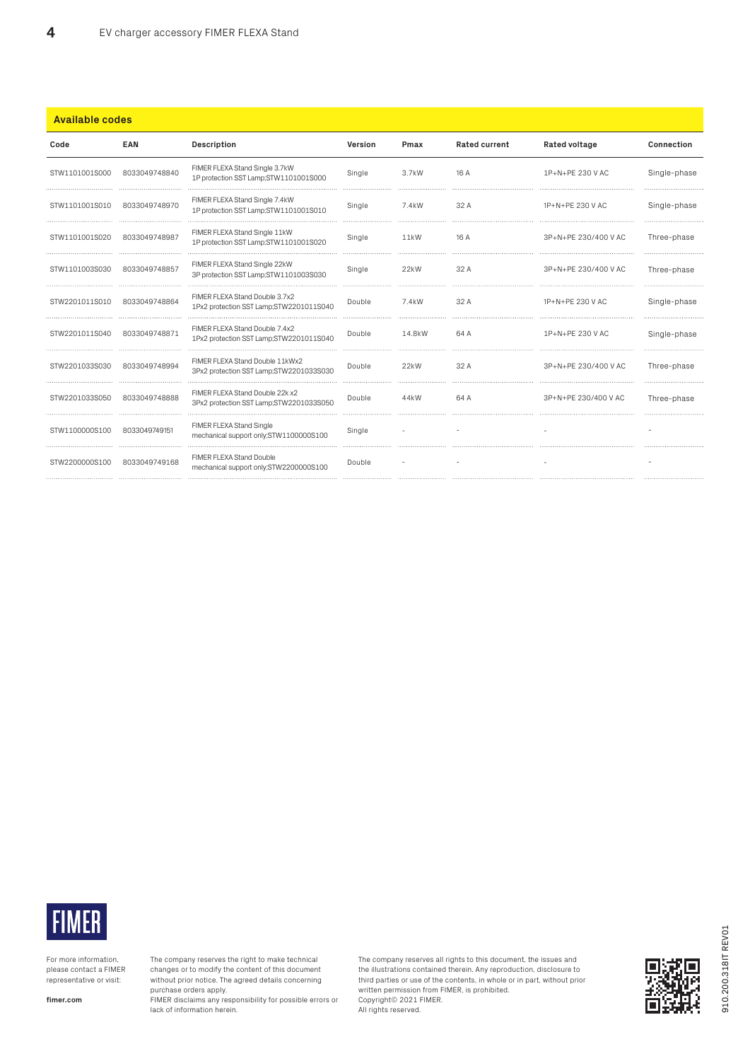## Available codes

| Code | EAN | Description | Version | Pmax | Rated current | Rated voltage | Connection |
|---|---|---|---|---|---|---|---|
| STW1101001S000 | 8033049748840 | FIMER FLEXA Stand Single 3.7kW 1P protection SST Lamp;STW1101001S000 | Single | 3.7kW | 16 A | 1P+N+PE 230 V AC | Single-phase |
| STW1101001S010 | 8033049748970 | FIMER FLEXA Stand Single 7.4kW 1P protection SST Lamp;STW1101001S010 | Single | 7.4kW | 32 A | 1P+N+PE 230 V AC | Single-phase |
| STW1101001S020 | 8033049748987 | FIMER FLEXA Stand Single 11kW 1P protection SST Lamp;STW1101001S020 | Single | 11kW | 16 A | 3P+N+PE 230/400 V AC | Three-phase |
| STW1101003S030 | 8033049748857 | FIMER FLEXA Stand Single 22kW 3P protection SST Lamp;STW1101003S030 | Single | 22kW | 32 A | 3P+N+PE 230/400 V AC | Three-phase |
| STW2201011S010 | 8033049748864 | FIMER FLEXA Stand Double 3.7x2 1Px2 protection SST Lamp;STW2201011S040 | Double | 7.4kW | 32 A | 1P+N+PE 230 V AC | Single-phase |
| STW2201011S040 | 8033049748871 | FIMER FLEXA Stand Double 7.4x2 1Px2 protection SST Lamp;STW2201011S040 | Double | 14.8kW | 64 A | 1P+N+PE 230 V AC | Single-phase |
| STW2201033S030 | 8033049748994 | FIMER FLEXA Stand Double 11kWx2 3Px2 protection SST Lamp;STW2201033S030 | Double | 22kW | 32 A | 3P+N+PE 230/400 V AC | Three-phase |
| STW2201033S050 | 8033049748888 | FIMER FLEXA Stand Double 22k x2 3Px2 protection SST Lamp;STW2201033S050 | Double | 44kW | 64 A | 3P+N+PE 230/400 V AC | Three-phase |
| STW1100000S100 | 8033049749151 | FIMER FLEXA Stand Single mechanical support only;STW1100000S100 | Single | - | - | - | - |
| STW2200000S100 | 8033049749168 | FIMER FLEXA Stand Double mechanical support only;STW2200000S100 | Double | - | - | - | - |

FIMER

For more information, please contact a FIMER representative or visit:

**fimer.com**

The company reserves the right to make technical changes or to modify the content of this document without prior notice. The agreed details concerning purchase orders apply.
FIMER disclaims any responsibility for possible errors or lack of information herein.

The company reserves all rights to this document, the issues and the illustrations contained therein. Any reproduction, disclosure to third parties or use of the contents, in whole or in part, without prior written permission from FIMER, is prohibited.
Copyright© 2021 FIMER.
All rights reserved.

910.200.318IT REV01